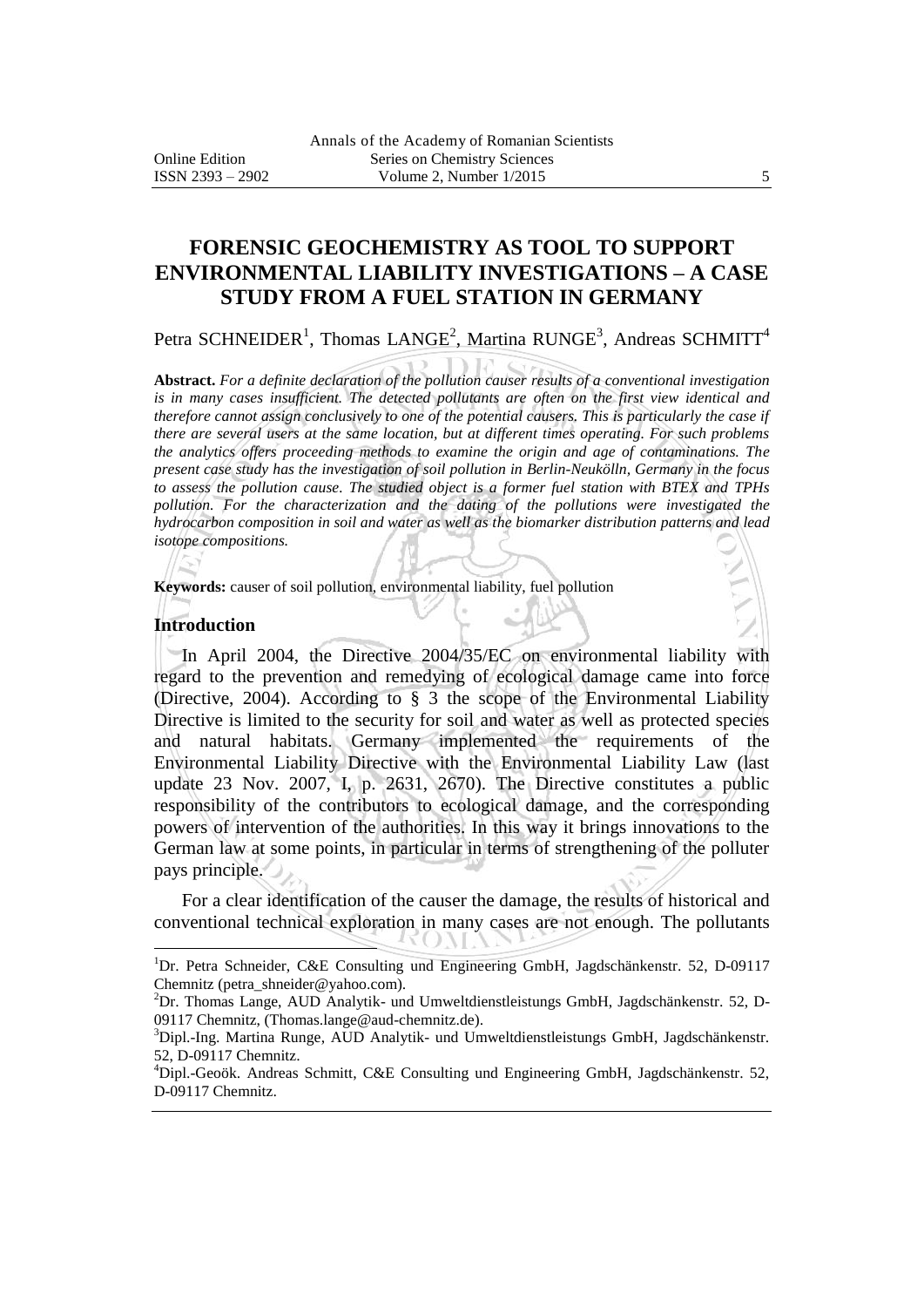# FORENSIC GEOCHEMISTRY AS TOOL TO SUPPORT ENVIRONMENTAL LIABILITY INVESTIGATIONS – A CASE STUDY FROM A FUEL STATION IN GERMANY

Petra SCHNEIDER[1], Thomas LANGE[2], Martina RUNGE[3], Andreas SCHMITT[4]

**Abstract.** *For a definite declaration of the pollution causer results of a conventional investigation is in many cases insufficient. The detected pollutants are often on the first view identical and therefore cannot assign conclusively to one of the potential causers. This is particularly the case if there are several users at the same location, but at different times operating. For such problems the analytics offers proceeding methods to examine the origin and age of contaminations. The present case study has the investigation of soil pollution in Berlin-Neukölln, Germany in the focus to assess the pollution cause. The studied object is a former fuel station with BTEX and TPHs pollution. For the characterization and the dating of the pollutions were investigated the hydrocarbon composition in soil and water as well as the biomarker distribution patterns and lead isotope compositions.*

**Keywords:** causer of soil pollution, environmental liability, fuel pollution

## Introduction

In April 2004, the Directive 2004/35/EC on environmental liability with regard to the prevention and remedying of ecological damage came into force (Directive, 2004). According to § 3 the scope of the Environmental Liability Directive is limited to the security for soil and water as well as protected species and natural habitats. Germany implemented the requirements of the Environmental Liability Directive with the Environmental Liability Law (last update 23 Nov. 2007, I, p. 2631, 2670). The Directive constitutes a public responsibility of the contributors to ecological damage, and the corresponding powers of intervention of the authorities. In this way it brings innovations to the German law at some points, in particular in terms of strengthening of the polluter pays principle.

For a clear identification of the causer the damage, the results of historical and conventional technical exploration in many cases are not enough. The pollutants

---

[1]Dr. Petra Schneider, C&E Consulting und Engineering GmbH, Jagdschänkenstr. 52, D-09117 Chemnitz (petra_shneider@yahoo.com).

[2]Dr. Thomas Lange, AUD Analytik- und Umweltdienstleistungs GmbH, Jagdschänkenstr. 52, D-09117 Chemnitz, (Thomas.lange@aud-chemnitz.de).

[3]Dipl.-Ing. Martina Runge, AUD Analytik- und Umweltdienstleistungs GmbH, Jagdschänkenstr. 52, D-09117 Chemnitz.

[4]Dipl.-Geoök. Andreas Schmitt, C&E Consulting und Engineering GmbH, Jagdschänkenstr. 52, D-09117 Chemnitz.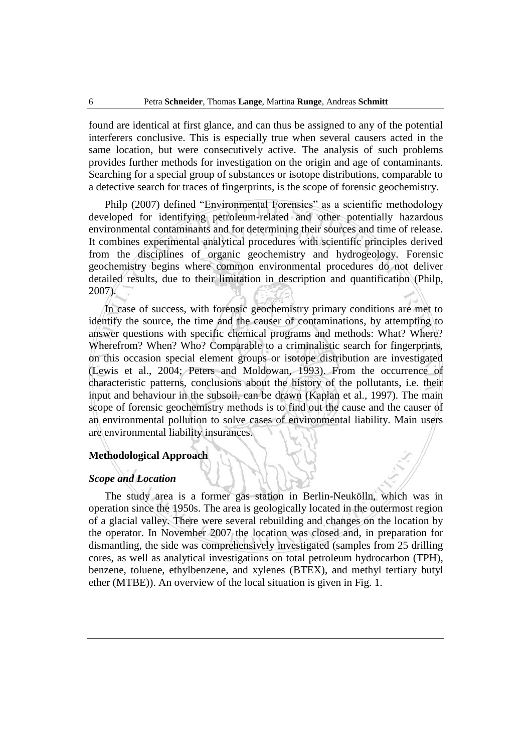found are identical at first glance, and can thus be assigned to any of the potential interferers conclusive. This is especially true when several causers acted in the same location, but were consecutively active. The analysis of such problems provides further methods for investigation on the origin and age of contaminants. Searching for a special group of substances or isotope distributions, comparable to a detective search for traces of fingerprints, is the scope of forensic geochemistry.

Philp (2007) defined "Environmental Forensics" as a scientific methodology developed for identifying petroleum-related and other potentially hazardous environmental contaminants and for determining their sources and time of release. It combines experimental analytical procedures with scientific principles derived from the disciplines of organic geochemistry and hydrogeology. Forensic geochemistry begins where common environmental procedures do not deliver detailed results, due to their limitation in description and quantification (Philp, 2007).

In case of success, with forensic geochemistry primary conditions are met to identify the source, the time and the causer of contaminations, by attempting to answer questions with specific chemical programs and methods: What? Where? Wherefrom? When? Who? Comparable to a criminalistic search for fingerprints, on this occasion special element groups or isotope distribution are investigated (Lewis et al., 2004; Peters and Moldowan, 1993). From the occurrence of characteristic patterns, conclusions about the history of the pollutants, i.e. their input and behaviour in the subsoil, can be drawn (Kaplan et al., 1997). The main scope of forensic geochemistry methods is to find out the cause and the causer of an environmental pollution to solve cases of environmental liability. Main users are environmental liability insurances.

## Methodological Approach

### *Scope and Location*

The study area is a former gas station in Berlin-Neukölln, which was in operation since the 1950s. The area is geologically located in the outermost region of a glacial valley. There were several rebuilding and changes on the location by the operator. In November 2007 the location was closed and, in preparation for dismantling, the side was comprehensively investigated (samples from 25 drilling cores, as well as analytical investigations on total petroleum hydrocarbon (TPH), benzene, toluene, ethylbenzene, and xylenes (BTEX), and methyl tertiary butyl ether (MTBE)). An overview of the local situation is given in Fig. 1.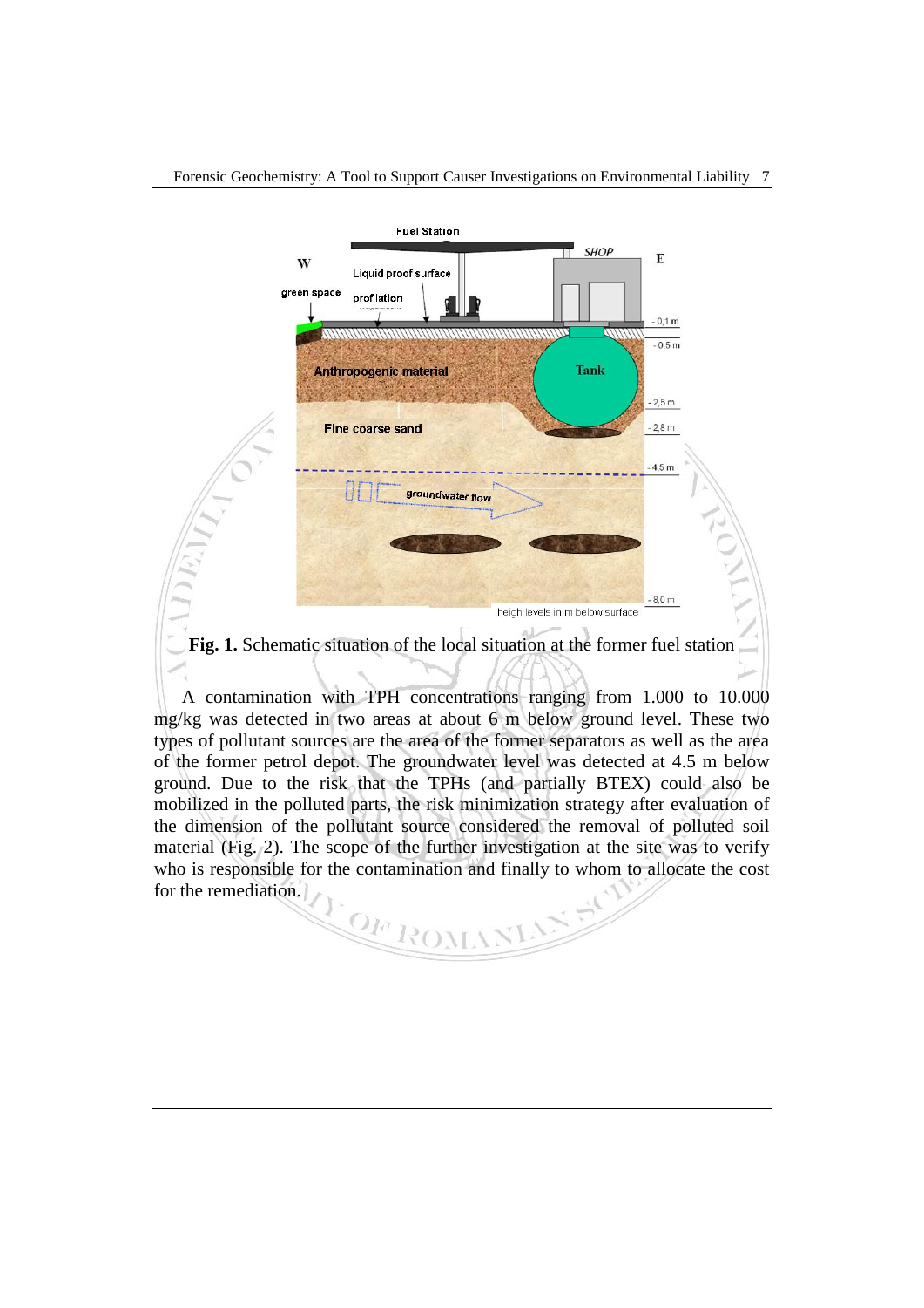**Fig. 1.** Schematic situation of the local situation at the former fuel station

A contamination with TPH concentrations ranging from 1.000 to 10.000 mg/kg was detected in two areas at about 6 m below ground level. These two types of pollutant sources are the area of the former separators as well as the area of the former petrol depot. The groundwater level was detected at 4.5 m below ground. Due to the risk that the TPHs (and partially BTEX) could also be mobilized in the polluted parts, the risk minimization strategy after evaluation of the dimension of the pollutant source considered the removal of polluted soil material (Fig. 2). The scope of the further investigation at the site was to verify who is responsible for the contamination and finally to whom to allocate the cost for the remediation.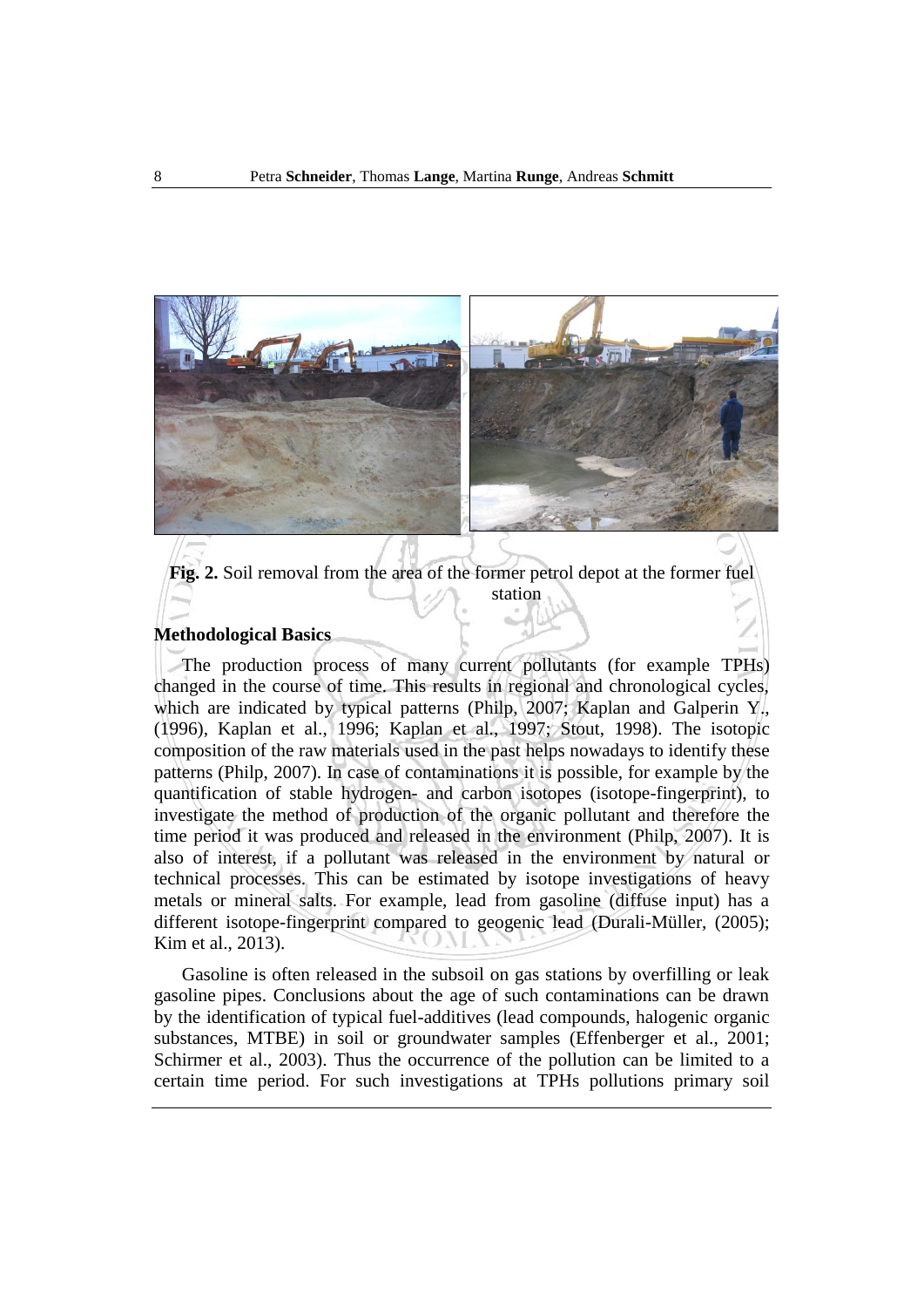**Fig. 2.** Soil removal from the area of the former petrol depot at the former fuel station

## Methodological Basics

The production process of many current pollutants (for example TPHs) changed in the course of time. This results in regional and chronological cycles, which are indicated by typical patterns (Philp, 2007; Kaplan and Galperin Y., (1996), Kaplan et al., 1996; Kaplan et al., 1997; Stout, 1998). The isotopic composition of the raw materials used in the past helps nowadays to identify these patterns (Philp, 2007). In case of contaminations it is possible, for example by the quantification of stable hydrogen- and carbon isotopes (isotope-fingerprint), to investigate the method of production of the organic pollutant and therefore the time period it was produced and released in the environment (Philp, 2007). It is also of interest, if a pollutant was released in the environment by natural or technical processes. This can be estimated by isotope investigations of heavy metals or mineral salts. For example, lead from gasoline (diffuse input) has a different isotope-fingerprint compared to geogenic lead (Durali-Müller, (2005); Kim et al., 2013).

Gasoline is often released in the subsoil on gas stations by overfilling or leak gasoline pipes. Conclusions about the age of such contaminations can be drawn by the identification of typical fuel-additives (lead compounds, halogenic organic substances, MTBE) in soil or groundwater samples (Effenberger et al., 2001; Schirmer et al., 2003). Thus the occurrence of the pollution can be limited to a certain time period. For such investigations at TPHs pollutions primary soil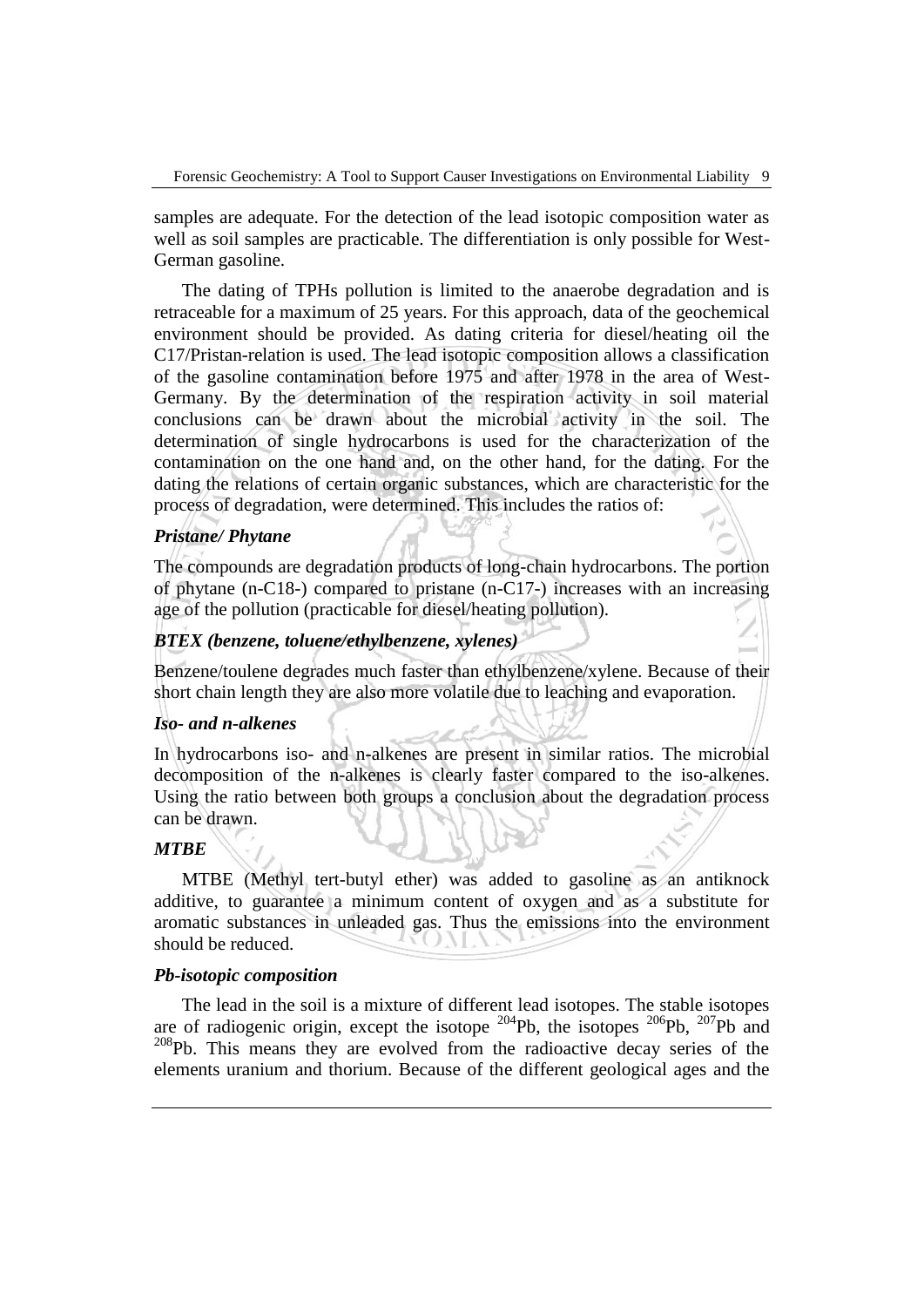samples are adequate. For the detection of the lead isotopic composition water as well as soil samples are practicable. The differentiation is only possible for West-German gasoline.

The dating of TPHs pollution is limited to the anaerobe degradation and is retraceable for a maximum of 25 years. For this approach, data of the geochemical environment should be provided. As dating criteria for diesel/heating oil the C17/Pristan-relation is used. The lead isotopic composition allows a classification of the gasoline contamination before 1975 and after 1978 in the area of West-Germany. By the determination of the respiration activity in soil material conclusions can be drawn about the microbial activity in the soil. The determination of single hydrocarbons is used for the characterization of the contamination on the one hand and, on the other hand, for the dating. For the dating the relations of certain organic substances, which are characteristic for the process of degradation, were determined. This includes the ratios of:

### *Pristane/ Phytane*

The compounds are degradation products of long-chain hydrocarbons. The portion of phytane (n-C18-) compared to pristane (n-C17-) increases with an increasing age of the pollution (practicable for diesel/heating pollution).

### *BTEX (benzene, toluene/ethylbenzene, xylenes)*

Benzene/toulene degrades much faster than ethylbenzene/xylene. Because of their short chain length they are also more volatile due to leaching and evaporation.

### *Iso- and n-alkenes*

In hydrocarbons iso- and n-alkenes are present in similar ratios. The microbial decomposition of the n-alkenes is clearly faster compared to the iso-alkenes. Using the ratio between both groups a conclusion about the degradation process can be drawn.

### *MTBE*

MTBE (Methyl tert-butyl ether) was added to gasoline as an antiknock additive, to guarantee a minimum content of oxygen and as a substitute for aromatic substances in unleaded gas. Thus the emissions into the environment should be reduced.

### *Pb-isotopic composition*

The lead in the soil is a mixture of different lead isotopes. The stable isotopes are of radiogenic origin, except the isotope $^{204}Pb$, the isotopes $^{206}Pb$, $^{207}Pb$ and $^{208}Pb$. This means they are evolved from the radioactive decay series of the elements uranium and thorium. Because of the different geological ages and the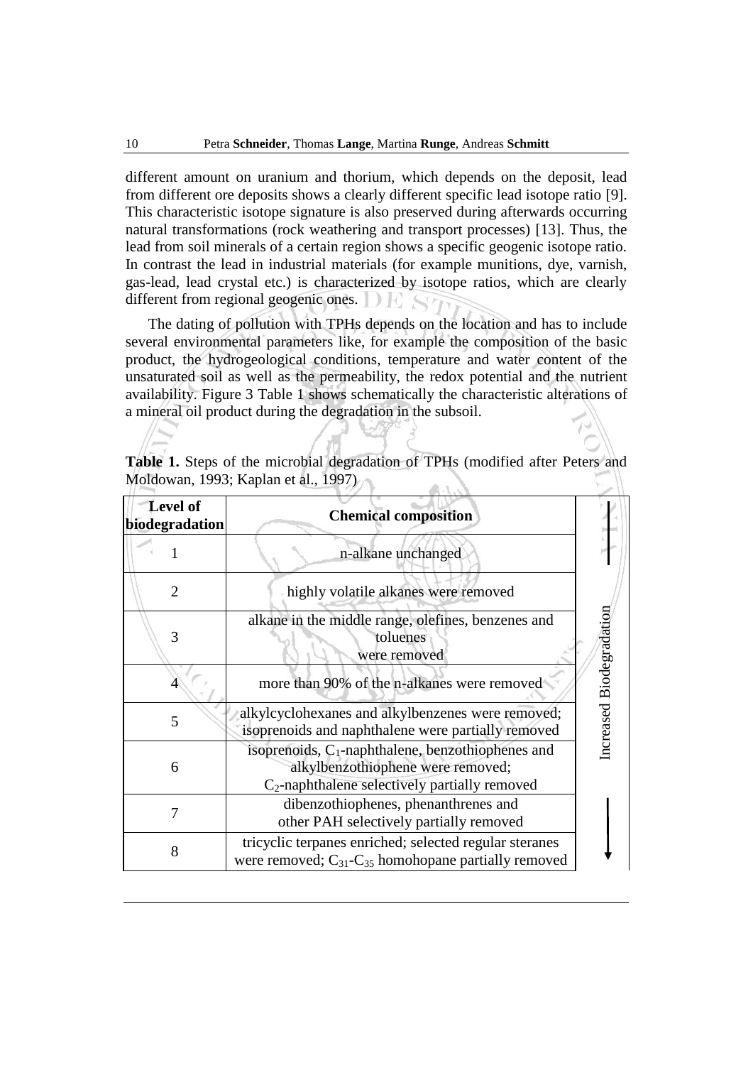different amount on uranium and thorium, which depends on the deposit, lead from different ore deposits shows a clearly different specific lead isotope ratio [9]. This characteristic isotope signature is also preserved during afterwards occurring natural transformations (rock weathering and transport processes) [13]. Thus, the lead from soil minerals of a certain region shows a specific geogenic isotope ratio. In contrast the lead in industrial materials (for example munitions, dye, varnish, gas-lead, lead crystal etc.) is characterized by isotope ratios, which are clearly different from regional geogenic ones.

The dating of pollution with TPHs depends on the location and has to include several environmental parameters like, for example the composition of the basic product, the hydrogeological conditions, temperature and water content of the unsaturated soil as well as the permeability, the redox potential and the nutrient availability. Figure 3 Table 1 shows schematically the characteristic alterations of a mineral oil product during the degradation in the subsoil.

**Table 1.** Steps of the microbial degradation of TPHs (modified after Peters and Moldowan, 1993; Kaplan et al., 1997)

| Level of biodegradation | Chemical composition | |
|---|---|---|
| 1 | n-alkane unchanged | Increased Biodegradation ↓ |
| 2 | highly volatile alkanes were removed | |
| 3 | alkane in the middle range, olefines, benzenes and toluenes were removed | |
| 4 | more than 90% of the n-alkanes were removed | |
| 5 | alkylcyclohexanes and alkylbenzenes were removed; isoprenoids and naphthalene were partially removed | |
| 6 | isoprenoids, $C_1$-naphthalene, benzothiophenes and alkylbenzothiophene were removed; $C_2$-naphthalene selectively partially removed | |
| 7 | dibenzothiophenes, phenanthrenes and other PAH selectively partially removed | |
| 8 | tricyclic terpanes enriched; selected regular steranes were removed; $C_{31}$-$C_{35}$ homohopane partially removed | |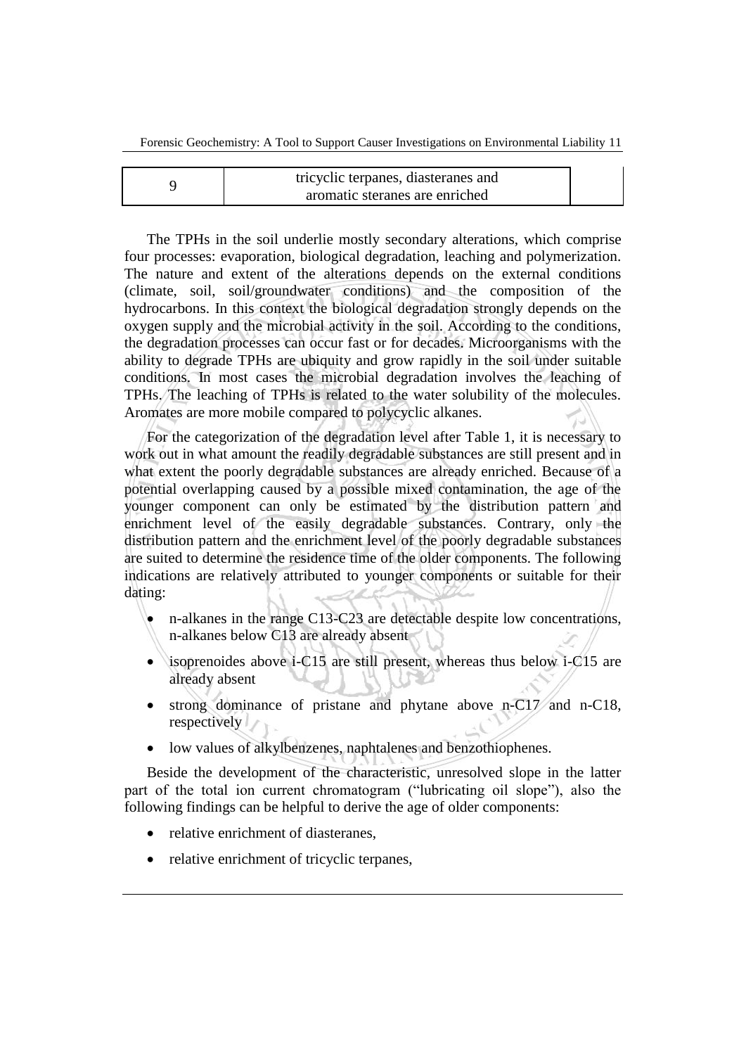| 9 | tricyclic terpanes, diasteranes and aromatic steranes are enriched | |
|---|---|---|

The TPHs in the soil underlie mostly secondary alterations, which comprise four processes: evaporation, biological degradation, leaching and polymerization. The nature and extent of the alterations depends on the external conditions (climate, soil, soil/groundwater conditions) and the composition of the hydrocarbons. In this context the biological degradation strongly depends on the oxygen supply and the microbial activity in the soil. According to the conditions, the degradation processes can occur fast or for decades. Microorganisms with the ability to degrade TPHs are ubiquity and grow rapidly in the soil under suitable conditions. In most cases the microbial degradation involves the leaching of TPHs. The leaching of TPHs is related to the water solubility of the molecules. Aromates are more mobile compared to polycyclic alkanes.

For the categorization of the degradation level after Table 1, it is necessary to work out in what amount the readily degradable substances are still present and in what extent the poorly degradable substances are already enriched. Because of a potential overlapping caused by a possible mixed contamination, the age of the younger component can only be estimated by the distribution pattern and enrichment level of the easily degradable substances. Contrary, only the distribution pattern and the enrichment level of the poorly degradable substances are suited to determine the residence time of the older components. The following indications are relatively attributed to younger components or suitable for their dating:

- n-alkanes in the range C13-C23 are detectable despite low concentrations, n-alkanes below C13 are already absent
- isoprenoides above i-C15 are still present, whereas thus below i-C15 are already absent
- strong dominance of pristane and phytane above n-C17 and n-C18, respectively
- low values of alkylbenzenes, naphtalenes and benzothiophenes.

Beside the development of the characteristic, unresolved slope in the latter part of the total ion current chromatogram ("lubricating oil slope"), also the following findings can be helpful to derive the age of older components:

- relative enrichment of diasteranes,
- relative enrichment of tricyclic terpanes,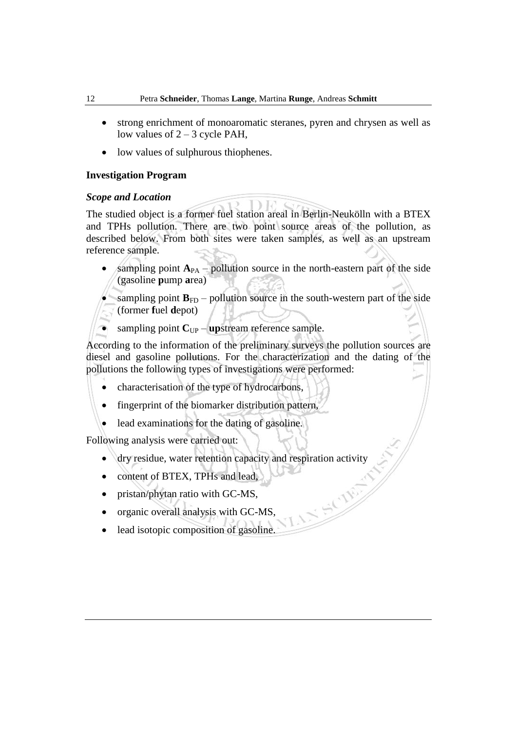- strong enrichment of monoaromatic steranes, pyren and chrysen as well as low values of 2 – 3 cycle PAH,
- low values of sulphurous thiophenes.

## Investigation Program

### *Scope and Location*

The studied object is a former fuel station areal in Berlin-Neukölln with a BTEX and TPHs pollution. There are two point source areas of the pollution, as described below. From both sites were taken samples, as well as an upstream reference sample.

- sampling point $\mathbf{A}_{PA}$ – pollution source in the north-eastern part of the side (gasoline **p**ump **a**rea)
- sampling point $\mathbf{B}_{FD}$ – pollution source in the south-western part of the side (former **f**uel **d**epot)
- sampling point $\mathbf{C}_{UP}$ – **up**stream reference sample.

According to the information of the preliminary surveys the pollution sources are diesel and gasoline pollutions. For the characterization and the dating of the pollutions the following types of investigations were performed:

- characterisation of the type of hydrocarbons,
- fingerprint of the biomarker distribution pattern,
- lead examinations for the dating of gasoline.

Following analysis were carried out:

- dry residue, water retention capacity and respiration activity
- content of BTEX, TPHs and lead,
- pristan/phytan ratio with GC-MS,
- organic overall analysis with GC-MS,
- lead isotopic composition of gasoline.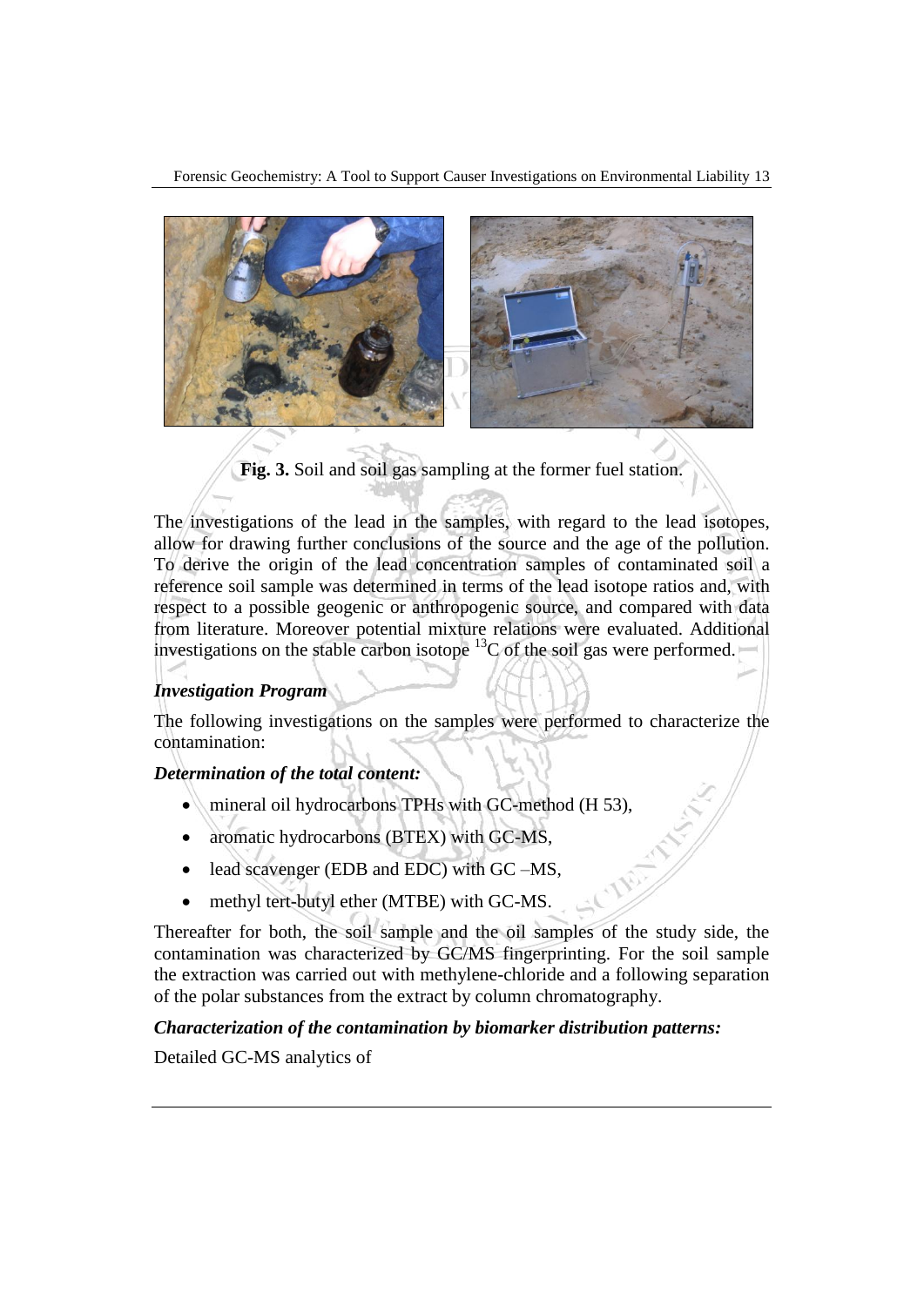**Fig. 3.** Soil and soil gas sampling at the former fuel station.

The investigations of the lead in the samples, with regard to the lead isotopes, allow for drawing further conclusions of the source and the age of the pollution. To derive the origin of the lead concentration samples of contaminated soil a reference soil sample was determined in terms of the lead isotope ratios and, with respect to a possible geogenic or anthropogenic source, and compared with data from literature. Moreover potential mixture relations were evaluated. Additional investigations on the stable carbon isotope $^{13}C$ of the soil gas were performed.

### *Investigation Program*

The following investigations on the samples were performed to characterize the contamination:

#### *Determination of the total content:*

- mineral oil hydrocarbons TPHs with GC-method (H 53),
- aromatic hydrocarbons (BTEX) with GC-MS,
- lead scavenger (EDB and EDC) with GC –MS,
- methyl tert-butyl ether (MTBE) with GC-MS.

Thereafter for both, the soil sample and the oil samples of the study side, the contamination was characterized by GC/MS fingerprinting. For the soil sample the extraction was carried out with methylene-chloride and a following separation of the polar substances from the extract by column chromatography.

#### *Characterization of the contamination by biomarker distribution patterns:*

Detailed GC-MS analytics of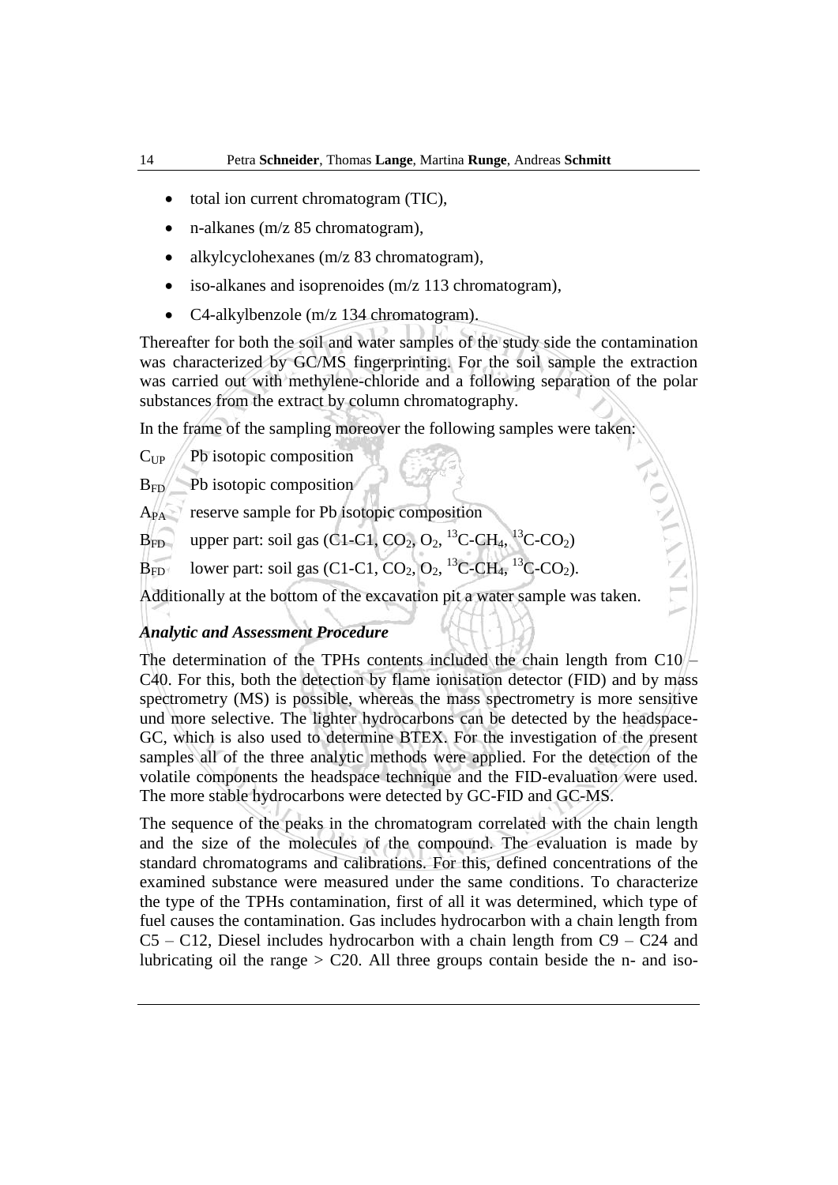- total ion current chromatogram (TIC),
- n-alkanes (m/z 85 chromatogram),
- alkylcyclohexanes (m/z 83 chromatogram),
- iso-alkanes and isoprenoides (m/z 113 chromatogram),
- C4-alkylbenzole (m/z 134 chromatogram).

Thereafter for both the soil and water samples of the study side the contamination was characterized by GC/MS fingerprinting. For the soil sample the extraction was carried out with methylene-chloride and a following separation of the polar substances from the extract by column chromatography.

In the frame of the sampling moreover the following samples were taken:

$C_{UP}$ Pb isotopic composition

$B_{FD}$ Pb isotopic composition

$A_{PA}$ reserve sample for Pb isotopic composition

$B_{FD}$ upper part: soil gas (C1-C1, $CO_2$, $O_2$, $^{13}C$-$CH_4$, $^{13}C$-$CO_2$)

$B_{FD}$ lower part: soil gas (C1-C1, $CO_2$, $O_2$, $^{13}C$-$CH_4$, $^{13}C$-$CO_2$).

Additionally at the bottom of the excavation pit a water sample was taken.

### *Analytic and Assessment Procedure*

The determination of the TPHs contents included the chain length from C10 – C40. For this, both the detection by flame ionisation detector (FID) and by mass spectrometry (MS) is possible, whereas the mass spectrometry is more sensitive und more selective. The lighter hydrocarbons can be detected by the headspace-GC, which is also used to determine BTEX. For the investigation of the present samples all of the three analytic methods were applied. For the detection of the volatile components the headspace technique and the FID-evaluation were used. The more stable hydrocarbons were detected by GC-FID and GC-MS.

The sequence of the peaks in the chromatogram correlated with the chain length and the size of the molecules of the compound. The evaluation is made by standard chromatograms and calibrations. For this, defined concentrations of the examined substance were measured under the same conditions. To characterize the type of the TPHs contamination, first of all it was determined, which type of fuel causes the contamination. Gas includes hydrocarbon with a chain length from C5 – C12, Diesel includes hydrocarbon with a chain length from C9 – C24 and lubricating oil the range > C20. All three groups contain beside the n- and iso-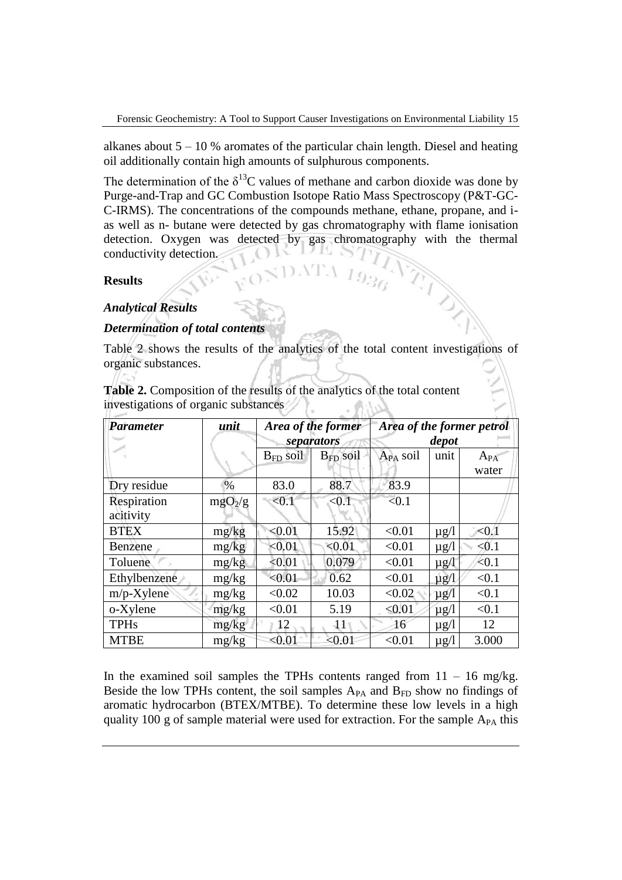alkanes about 5 – 10 % aromates of the particular chain length. Diesel and heating oil additionally contain high amounts of sulphurous components.

The determination of the $\delta^{13}C$ values of methane and carbon dioxide was done by Purge-and-Trap and GC Combustion Isotope Ratio Mass Spectroscopy (P&T-GC-C-IRMS). The concentrations of the compounds methane, ethane, propane, and i- as well as n- butane were detected by gas chromatography with flame ionisation detection. Oxygen was detected by gas chromatography with the thermal conductivity detection.

## Results

### *Analytical Results*

### *Determination of total contents*

Table 2 shows the results of the analytics of the total content investigations of organic substances.

**Table 2.** Composition of the results of the analytics of the total content investigations of organic substances

| *Parameter* | *unit* | *Area of the former separators* | | *Area of the former petrol depot* | | |
|---|---|---|---|---|---|---|
| | | $B_{FD}$ soil | $B_{FD}$ soil | $A_{PA}$ soil | unit | $A_{PA}$ water |
| Dry residue | % | 83.0 | 88.7 | 83.9 | | |
| Respiration acitivity | $mgO_2/g$ | <0.1 | <0.1 | <0.1 | | |
| BTEX | mg/kg | <0.01 | 15.92 | <0.01 | µg/l | <0.1 |
| Benzene | mg/kg | <0.01 | <0.01 | <0.01 | µg/l | <0.1 |
| Toluene | mg/kg | <0.01 | 0.079 | <0.01 | µg/l | <0.1 |
| Ethylbenzene | mg/kg | <0.01 | 0.62 | <0.01 | µg/l | <0.1 |
| m/p-Xylene | mg/kg | <0.02 | 10.03 | <0.02 | µg/l | <0.1 |
| o-Xylene | mg/kg | <0.01 | 5.19 | <0.01 | µg/l | <0.1 |
| TPHs | mg/kg | 12 | 11 | 16 | µg/l | 12 |
| MTBE | mg/kg | <0.01 | <0.01 | <0.01 | µg/l | 3.000 |

In the examined soil samples the TPHs contents ranged from 11 – 16 mg/kg. Beside the low TPHs content, the soil samples $A_{PA}$ and $B_{FD}$ show no findings of aromatic hydrocarbon (BTEX/MTBE). To determine these low levels in a high quality 100 g of sample material were used for extraction. For the sample $A_{PA}$ this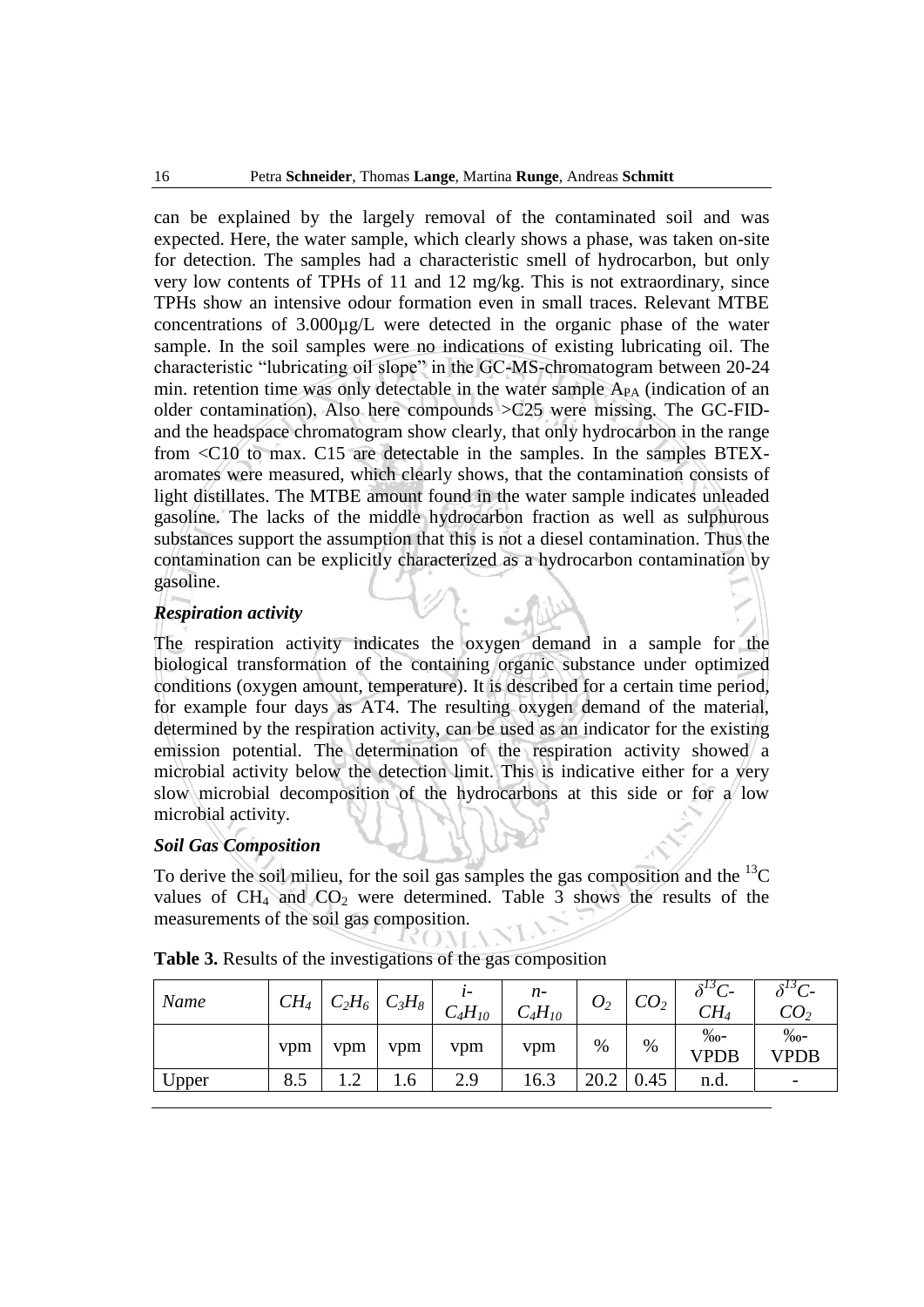can be explained by the largely removal of the contaminated soil and was expected. Here, the water sample, which clearly shows a phase, was taken on-site for detection. The samples had a characteristic smell of hydrocarbon, but only very low contents of TPHs of 11 and 12 mg/kg. This is not extraordinary, since TPHs show an intensive odour formation even in small traces. Relevant MTBE concentrations of 3.000µg/L were detected in the organic phase of the water sample. In the soil samples were no indications of existing lubricating oil. The characteristic "lubricating oil slope" in the GC-MS-chromatogram between 20-24 min. retention time was only detectable in the water sample $A_{PA}$ (indication of an older contamination). Also here compounds >C25 were missing. The GC-FID- and the headspace chromatogram show clearly, that only hydrocarbon in the range from <C10 to max. C15 are detectable in the samples. In the samples BTEX-aromates were measured, which clearly shows, that the contamination consists of light distillates. The MTBE amount found in the water sample indicates unleaded gasoline. The lacks of the middle hydrocarbon fraction as well as sulphurous substances support the assumption that this is not a diesel contamination. Thus the contamination can be explicitly characterized as a hydrocarbon contamination by gasoline.

***Respiration activity***

The respiration activity indicates the oxygen demand in a sample for the biological transformation of the containing organic substance under optimized conditions (oxygen amount, temperature). It is described for a certain time period, for example four days as AT4. The resulting oxygen demand of the material, determined by the respiration activity, can be used as an indicator for the existing emission potential. The determination of the respiration activity showed a microbial activity below the detection limit. This is indicative either for a very slow microbial decomposition of the hydrocarbons at this side or for a low microbial activity.

***Soil Gas Composition***

To derive the soil milieu, for the soil gas samples the gas composition and the $^{13}C$ values of $CH_4$ and $CO_2$ were determined. Table 3 shows the results of the measurements of the soil gas composition.

**Table 3.** Results of the investigations of the gas composition

| *Name* | $CH_4$ | $C_2H_6$ | $C_3H_8$ | $i$-$C_4H_{10}$ | $n$-$C_4H_{10}$ | $O_2$ | $CO_2$ | $\delta^{13}C$-$CH_4$ | $\delta^{13}C$-$CO_2$ |
|---|---|---|---|---|---|---|---|---|---|
| | vpm | vpm | vpm | vpm | vpm | % | % | ‰-VPDB | ‰-VPDB |
| Upper | 8.5 | 1.2 | 1.6 | 2.9 | 16.3 | 20.2 | 0.45 | n.d. | - |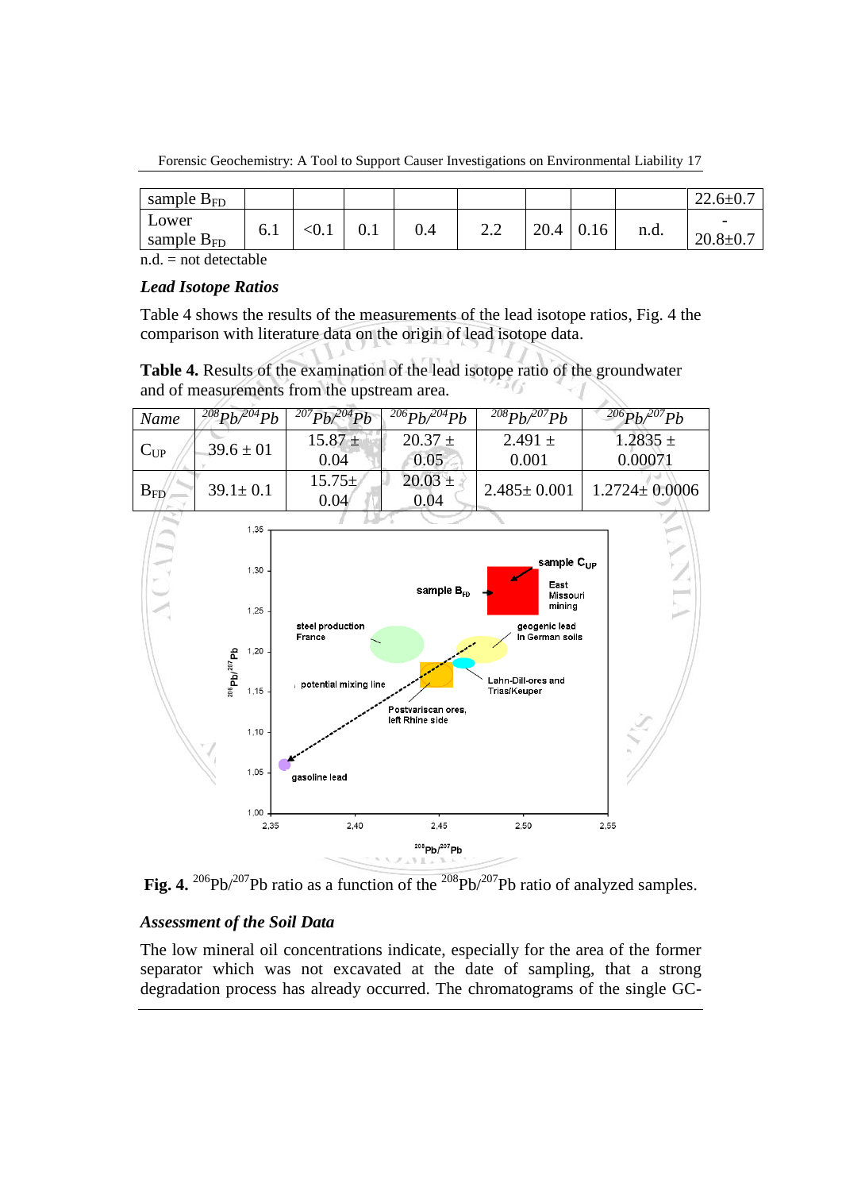| sample $B_{FD}$ | | | | | | | | | 22.6±0.7 |
|---|---|---|---|---|---|---|---|---|---|
| Lower sample $B_{FD}$ | 6.1 | <0.1 | 0.1 | 0.4 | 2.2 | 20.4 | 0.16 | n.d. | - 20.8±0.7 |

n.d. = not detectable

### *Lead Isotope Ratios*

Table 4 shows the results of the measurements of the lead isotope ratios, Fig. 4 the comparison with literature data on the origin of lead isotope data.

**Table 4.** Results of the examination of the lead isotope ratio of the groundwater and of measurements from the upstream area.

| *Name* | $^{208}Pb/^{204}Pb$ | $^{207}Pb/^{204}Pb$ | $^{206}Pb/^{204}Pb$ | $^{208}Pb/^{207}Pb$ | $^{206}Pb/^{207}Pb$ |
|---|---|---|---|---|---|
| $C_{UP}$ | 39.6 ± 01 | 15.87 ± 0.04 | 20.37 ± 0.05 | 2.491 ± 0.001 | 1.2835 ± 0.00071 |
| $B_{FD}$ | 39.1± 0.1 | 15.75± 0.04 | 20.03 ± 0.04 | 2.485± 0.001 | 1.2724± 0.0006 |

**Fig. 4.** $^{206}$Pb/$^{207}$Pb ratio as a function of the $^{208}$Pb/$^{207}$Pb ratio of analyzed samples.

### *Assessment of the Soil Data*

The low mineral oil concentrations indicate, especially for the area of the former separator which was not excavated at the date of sampling, that a strong degradation process has already occurred. The chromatograms of the single GC-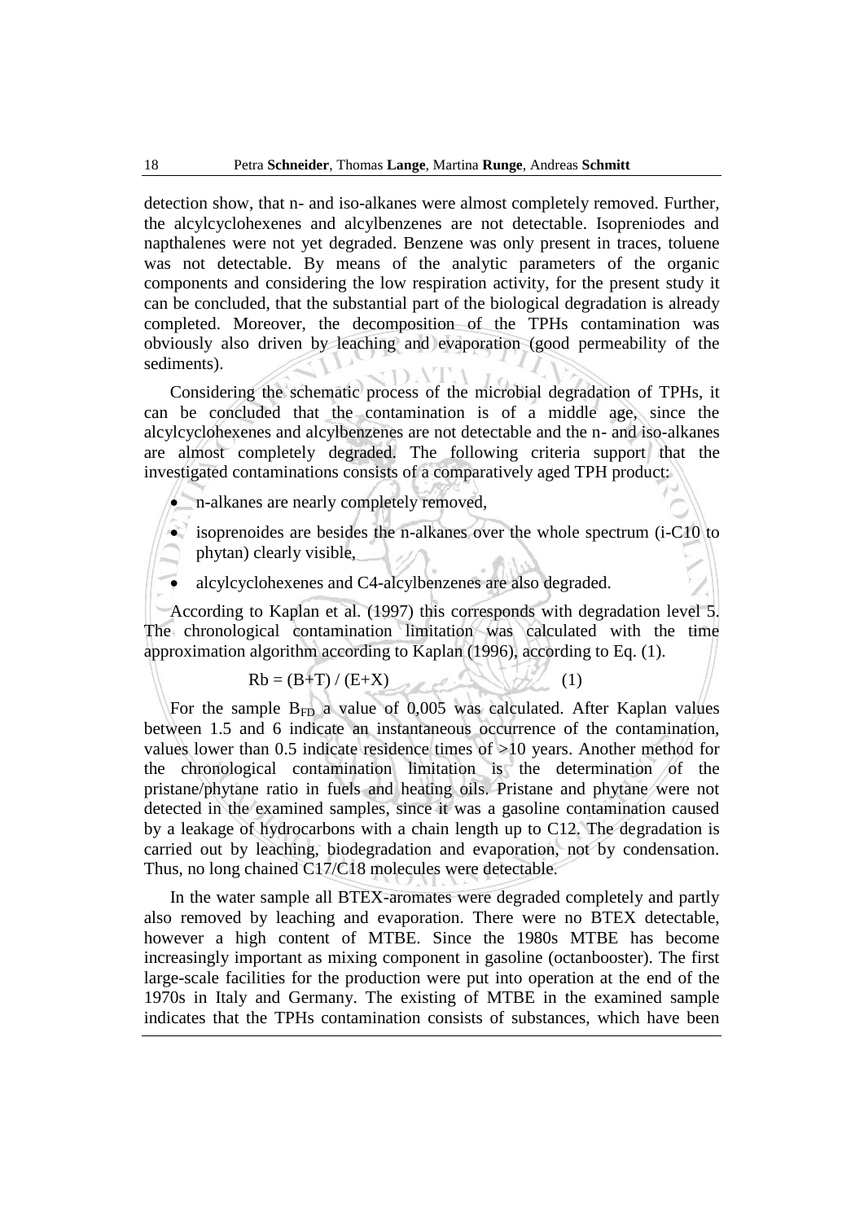detection show, that n- and iso-alkanes were almost completely removed. Further, the alcylcyclohexenes and alcylbenzenes are not detectable. Isopreniodes and napthalenes were not yet degraded. Benzene was only present in traces, toluene was not detectable. By means of the analytic parameters of the organic components and considering the low respiration activity, for the present study it can be concluded, that the substantial part of the biological degradation is already completed. Moreover, the decomposition of the TPHs contamination was obviously also driven by leaching and evaporation (good permeability of the sediments).

Considering the schematic process of the microbial degradation of TPHs, it can be concluded that the contamination is of a middle age, since the alcylcyclohexenes and alcylbenzenes are not detectable and the n- and iso-alkanes are almost completely degraded. The following criteria support that the investigated contaminations consists of a comparatively aged TPH product:

- n-alkanes are nearly completely removed,
- isoprenoides are besides the n-alkanes over the whole spectrum (i-C10 to phytan) clearly visible,
- alcylcyclohexenes and C4-alcylbenzenes are also degraded.

According to Kaplan et al. (1997) this corresponds with degradation level 5. The chronological contamination limitation was calculated with the time approximation algorithm according to Kaplan (1996), according to Eq. (1).

$$Rb = (B+T) / (E+X) \qquad (1)$$

For the sample $B_{FD}$ a value of 0,005 was calculated. After Kaplan values between 1.5 and 6 indicate an instantaneous occurrence of the contamination, values lower than 0.5 indicate residence times of >10 years. Another method for the chronological contamination limitation is the determination of the pristane/phytane ratio in fuels and heating oils. Pristane and phytane were not detected in the examined samples, since it was a gasoline contamination caused by a leakage of hydrocarbons with a chain length up to C12. The degradation is carried out by leaching, biodegradation and evaporation, not by condensation. Thus, no long chained C17/C18 molecules were detectable.

In the water sample all BTEX-aromates were degraded completely and partly also removed by leaching and evaporation. There were no BTEX detectable, however a high content of MTBE. Since the 1980s MTBE has become increasingly important as mixing component in gasoline (octanbooster). The first large-scale facilities for the production were put into operation at the end of the 1970s in Italy and Germany. The existing of MTBE in the examined sample indicates that the TPHs contamination consists of substances, which have been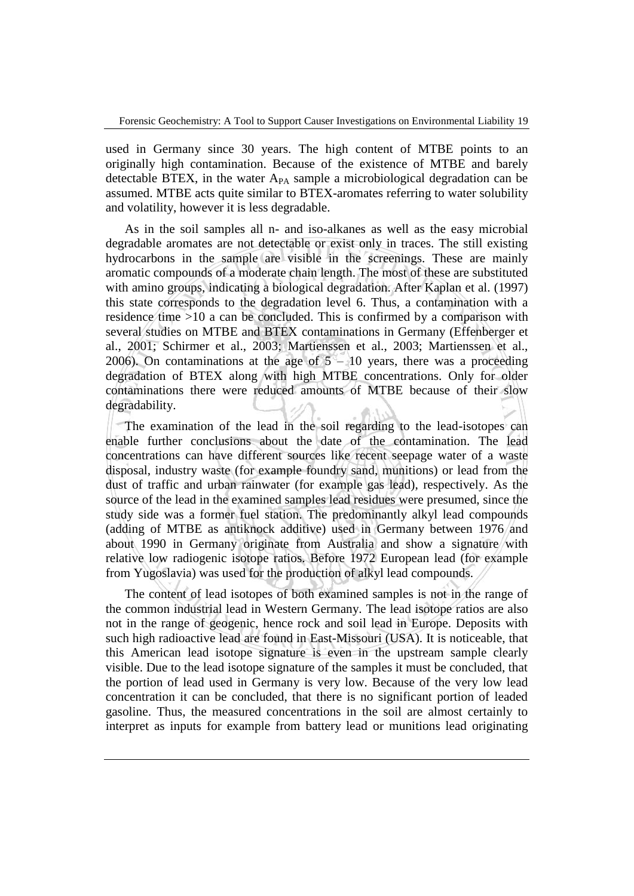used in Germany since 30 years. The high content of MTBE points to an originally high contamination. Because of the existence of MTBE and barely detectable BTEX, in the water $A_{PA}$ sample a microbiological degradation can be assumed. MTBE acts quite similar to BTEX-aromates referring to water solubility and volatility, however it is less degradable.

As in the soil samples all n- and iso-alkanes as well as the easy microbial degradable aromates are not detectable or exist only in traces. The still existing hydrocarbons in the sample are visible in the screenings. These are mainly aromatic compounds of a moderate chain length. The most of these are substituted with amino groups, indicating a biological degradation. After Kaplan et al. (1997) this state corresponds to the degradation level 6. Thus, a contamination with a residence time >10 a can be concluded. This is confirmed by a comparison with several studies on MTBE and BTEX contaminations in Germany (Effenberger et al., 2001; Schirmer et al., 2003; Martienssen et al., 2003; Martienssen et al., 2006). On contaminations at the age of 5 – 10 years, there was a proceeding degradation of BTEX along with high MTBE concentrations. Only for older contaminations there were reduced amounts of MTBE because of their slow degradability.

The examination of the lead in the soil regarding to the lead-isotopes can enable further conclusions about the date of the contamination. The lead concentrations can have different sources like recent seepage water of a waste disposal, industry waste (for example foundry sand, munitions) or lead from the dust of traffic and urban rainwater (for example gas lead), respectively. As the source of the lead in the examined samples lead residues were presumed, since the study side was a former fuel station. The predominantly alkyl lead compounds (adding of MTBE as antiknock additive) used in Germany between 1976 and about 1990 in Germany originate from Australia and show a signature with relative low radiogenic isotope ratios. Before 1972 European lead (for example from Yugoslavia) was used for the production of alkyl lead compounds.

The content of lead isotopes of both examined samples is not in the range of the common industrial lead in Western Germany. The lead isotope ratios are also not in the range of geogenic, hence rock and soil lead in Europe. Deposits with such high radioactive lead are found in East-Missouri (USA). It is noticeable, that this American lead isotope signature is even in the upstream sample clearly visible. Due to the lead isotope signature of the samples it must be concluded, that the portion of lead used in Germany is very low. Because of the very low lead concentration it can be concluded, that there is no significant portion of leaded gasoline. Thus, the measured concentrations in the soil are almost certainly to interpret as inputs for example from battery lead or munitions lead originating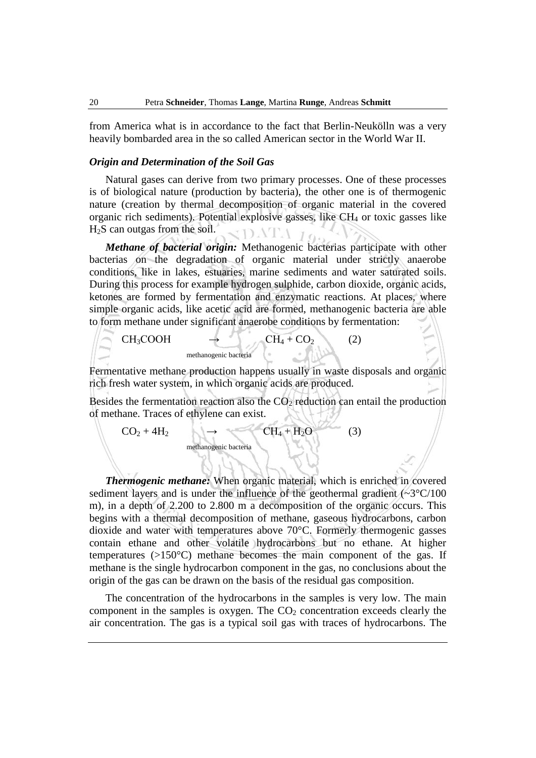from America what is in accordance to the fact that Berlin-Neukölln was a very heavily bombarded area in the so called American sector in the World War II.

### *Origin and Determination of the Soil Gas*

Natural gases can derive from two primary processes. One of these processes is of biological nature (production by bacteria), the other one is of thermogenic nature (creation by thermal decomposition of organic material in the covered organic rich sediments). Potential explosive gasses, like $CH_4$ or toxic gasses like $H_2S$ can outgas from the soil.

***Methane of bacterial origin:*** Methanogenic bacterias participate with other bacterias on the degradation of organic material under strictly anaerobe conditions, like in lakes, estuaries, marine sediments and water saturated soils. During this process for example hydrogen sulphide, carbon dioxide, organic acids, ketones are formed by fermentation and enzymatic reactions. At places, where simple organic acids, like acetic acid are formed, methanogenic bacteria are able to form methane under significant anaerobe conditions by fermentation:

$$CH_3COOH \xrightarrow{\text{methanogenic bacteria}} CH_4 + CO_2 \qquad (2)$$

Fermentative methane production happens usually in waste disposals and organic rich fresh water system, in which organic acids are produced.

Besides the fermentation reaction also the $CO_2$ reduction can entail the production of methane. Traces of ethylene can exist.

$$CO_2 + 4H_2 \xrightarrow{\text{methanogenic bacteria}} CH_4 + H_2O \qquad (3)$$

***Thermogenic methane:*** When organic material, which is enriched in covered sediment layers and is under the influence of the geothermal gradient (~3°C/100 m), in a depth of 2.200 to 2.800 m a decomposition of the organic occurs. This begins with a thermal decomposition of methane, gaseous hydrocarbons, carbon dioxide and water with temperatures above 70°C. Formerly thermogenic gasses contain ethane and other volatile hydrocarbons but no ethane. At higher temperatures (>150°C) methane becomes the main component of the gas. If methane is the single hydrocarbon component in the gas, no conclusions about the origin of the gas can be drawn on the basis of the residual gas composition.

The concentration of the hydrocarbons in the samples is very low. The main component in the samples is oxygen. The $CO_2$ concentration exceeds clearly the air concentration. The gas is a typical soil gas with traces of hydrocarbons. The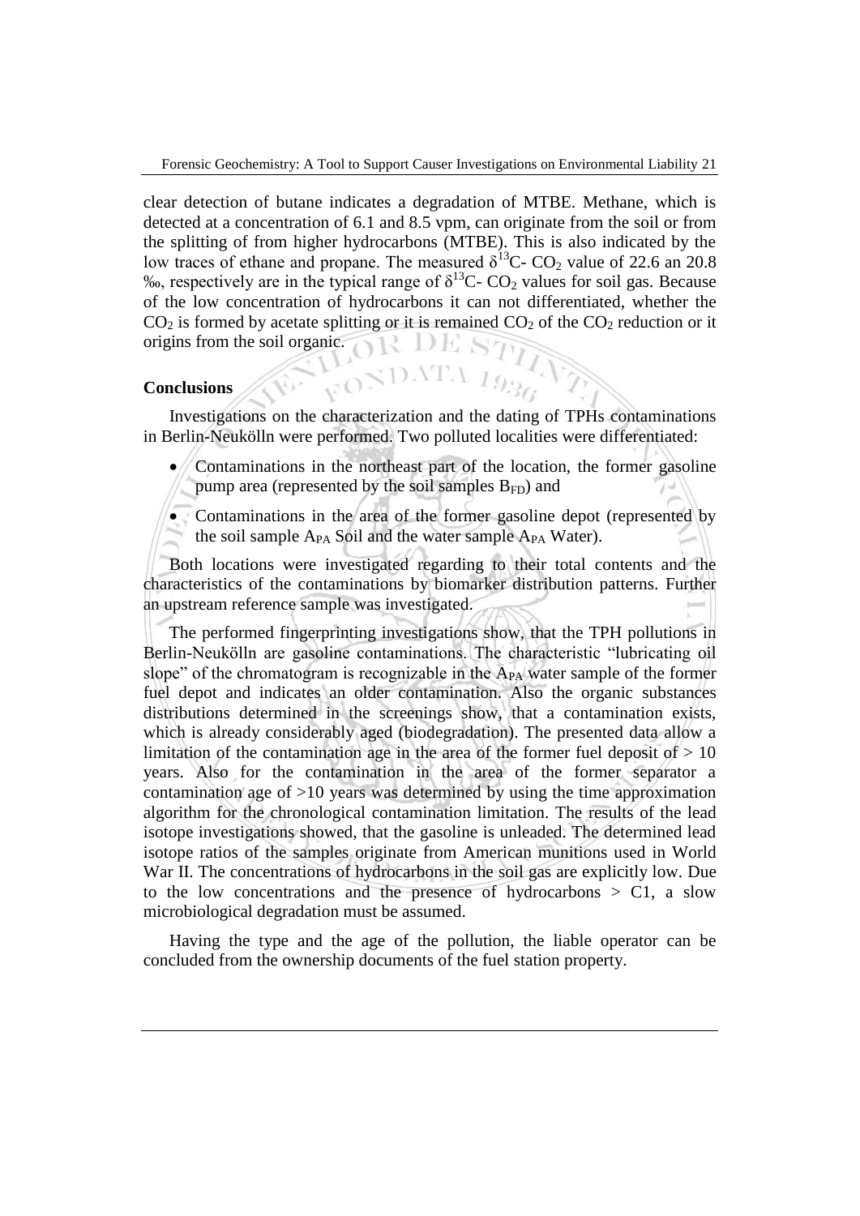clear detection of butane indicates a degradation of MTBE. Methane, which is detected at a concentration of 6.1 and 8.5 vpm, can originate from the soil or from the splitting of from higher hydrocarbons (MTBE). This is also indicated by the low traces of ethane and propane. The measured $\delta^{13}C$- $CO_2$ value of 22.6 an 20.8 ‰, respectively are in the typical range of $\delta^{13}C$- $CO_2$ values for soil gas. Because of the low concentration of hydrocarbons it can not differentiated, whether the $CO_2$ is formed by acetate splitting or it is remained $CO_2$ of the $CO_2$ reduction or it origins from the soil organic.

## Conclusions

Investigations on the characterization and the dating of TPHs contaminations in Berlin-Neukölln were performed. Two polluted localities were differentiated:

- Contaminations in the northeast part of the location, the former gasoline pump area (represented by the soil samples $B_{FD}$) and
- Contaminations in the area of the former gasoline depot (represented by the soil sample $A_{PA}$ Soil and the water sample $A_{PA}$ Water).

Both locations were investigated regarding to their total contents and the characteristics of the contaminations by biomarker distribution patterns. Further an upstream reference sample was investigated.

The performed fingerprinting investigations show, that the TPH pollutions in Berlin-Neukölln are gasoline contaminations. The characteristic "lubricating oil slope" of the chromatogram is recognizable in the $A_{PA}$ water sample of the former fuel depot and indicates an older contamination. Also the organic substances distributions determined in the screenings show, that a contamination exists, which is already considerably aged (biodegradation). The presented data allow a limitation of the contamination age in the area of the former fuel deposit of > 10 years. Also for the contamination in the area of the former separator a contamination age of >10 years was determined by using the time approximation algorithm for the chronological contamination limitation. The results of the lead isotope investigations showed, that the gasoline is unleaded. The determined lead isotope ratios of the samples originate from American munitions used in World War II. The concentrations of hydrocarbons in the soil gas are explicitly low. Due to the low concentrations and the presence of hydrocarbons > C1, a slow microbiological degradation must be assumed.

Having the type and the age of the pollution, the liable operator can be concluded from the ownership documents of the fuel station property.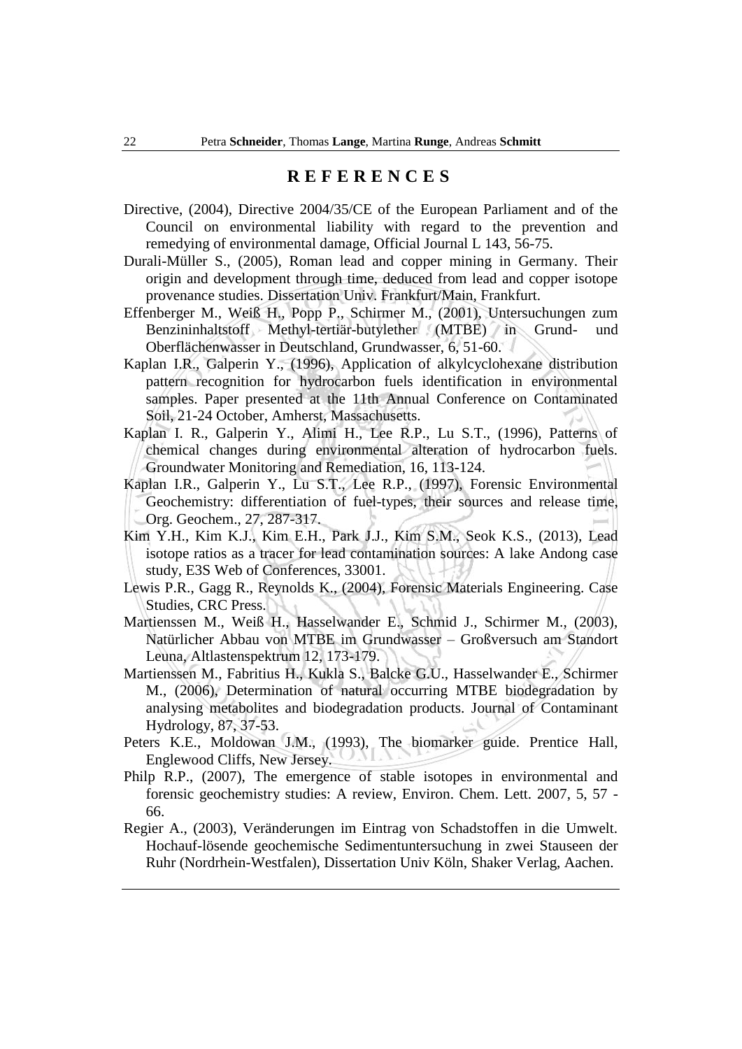## REFERENCES

Directive, (2004), Directive 2004/35/CE of the European Parliament and of the Council on environmental liability with regard to the prevention and remedying of environmental damage, Official Journal L 143, 56-75.

Durali-Müller S., (2005), Roman lead and copper mining in Germany. Their origin and development through time, deduced from lead and copper isotope provenance studies. Dissertation Univ. Frankfurt/Main, Frankfurt.

Effenberger M., Weiß H., Popp P., Schirmer M., (2001), Untersuchungen zum Benzininhaltstoff Methyl-tertiär-butylether (MTBE) in Grund- und Oberflächenwasser in Deutschland, Grundwasser, 6, 51-60.

Kaplan I.R., Galperin Y., (1996), Application of alkylcyclohexane distribution pattern recognition for hydrocarbon fuels identification in environmental samples. Paper presented at the 11th Annual Conference on Contaminated Soil, 21-24 October, Amherst, Massachusetts.

Kaplan I. R., Galperin Y., Alimi H., Lee R.P., Lu S.T., (1996), Patterns of chemical changes during environmental alteration of hydrocarbon fuels. Groundwater Monitoring and Remediation, 16, 113-124.

Kaplan I.R., Galperin Y., Lu S.T., Lee R.P., (1997), Forensic Environmental Geochemistry: differentiation of fuel-types, their sources and release time, Org. Geochem., 27, 287-317.

Kim Y.H., Kim K.J., Kim E.H., Park J.J., Kim S.M., Seok K.S., (2013), Lead isotope ratios as a tracer for lead contamination sources: A lake Andong case study, E3S Web of Conferences, 33001.

Lewis P.R., Gagg R., Reynolds K., (2004), Forensic Materials Engineering. Case Studies, CRC Press.

Martienssen M., Weiß H., Hasselwander E., Schmid J., Schirmer M., (2003), Natürlicher Abbau von MTBE im Grundwasser – Großversuch am Standort Leuna, Altlastenspektrum 12, 173-179.

Martienssen M., Fabritius H., Kukla S., Balcke G.U., Hasselwander E., Schirmer M., (2006), Determination of natural occurring MTBE biodegradation by analysing metabolites and biodegradation products. Journal of Contaminant Hydrology, 87, 37-53.

Peters K.E., Moldowan J.M., (1993), The biomarker guide. Prentice Hall, Englewood Cliffs, New Jersey.

Philp R.P., (2007), The emergence of stable isotopes in environmental and forensic geochemistry studies: A review, Environ. Chem. Lett. 2007, 5, 57 - 66.

Regier A., (2003), Veränderungen im Eintrag von Schadstoffen in die Umwelt. Hochauf-lösende geochemische Sedimentuntersuchung in zwei Stauseen der Ruhr (Nordrhein-Westfalen), Dissertation Univ Köln, Shaker Verlag, Aachen.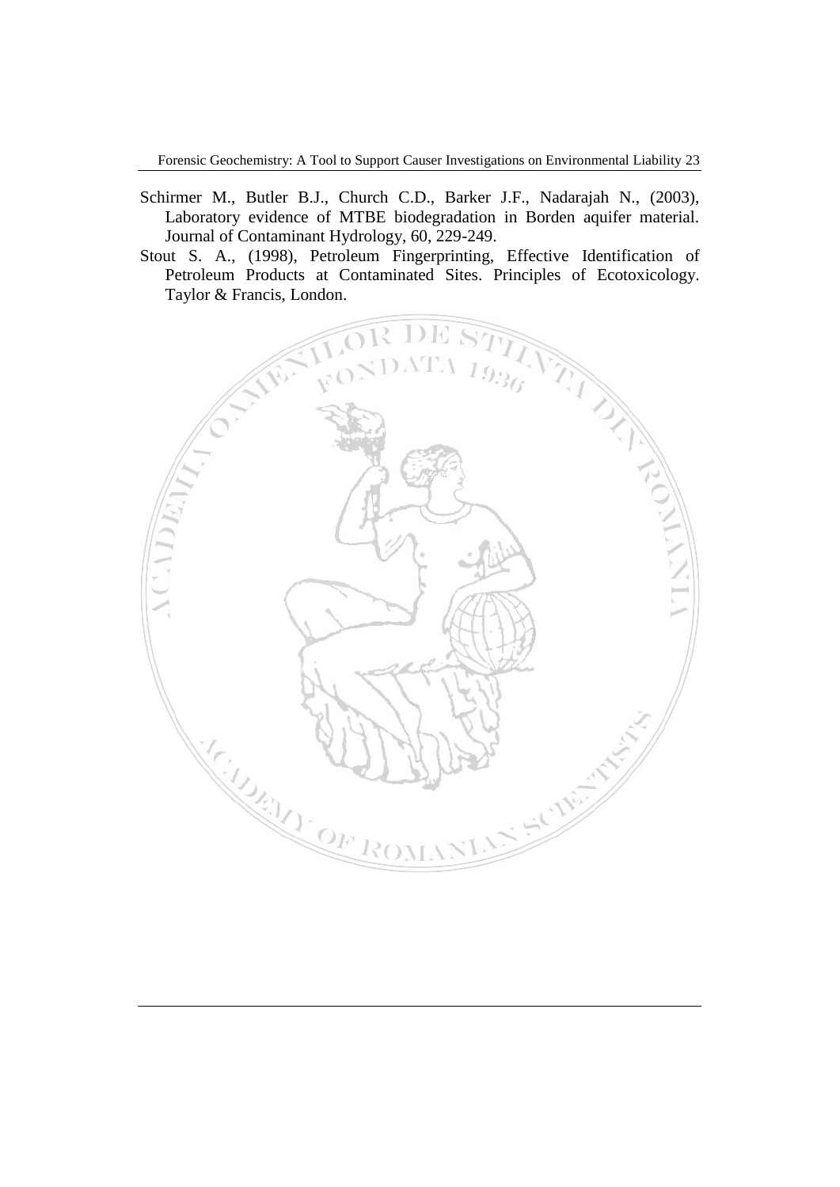Schirmer M., Butler B.J., Church C.D., Barker J.F., Nadarajah N., (2003), Laboratory evidence of MTBE biodegradation in Borden aquifer material. Journal of Contaminant Hydrology, 60, 229-249.

Stout S. A., (1998), Petroleum Fingerprinting, Effective Identification of Petroleum Products at Contaminated Sites. Principles of Ecotoxicology. Taylor & Francis, London.